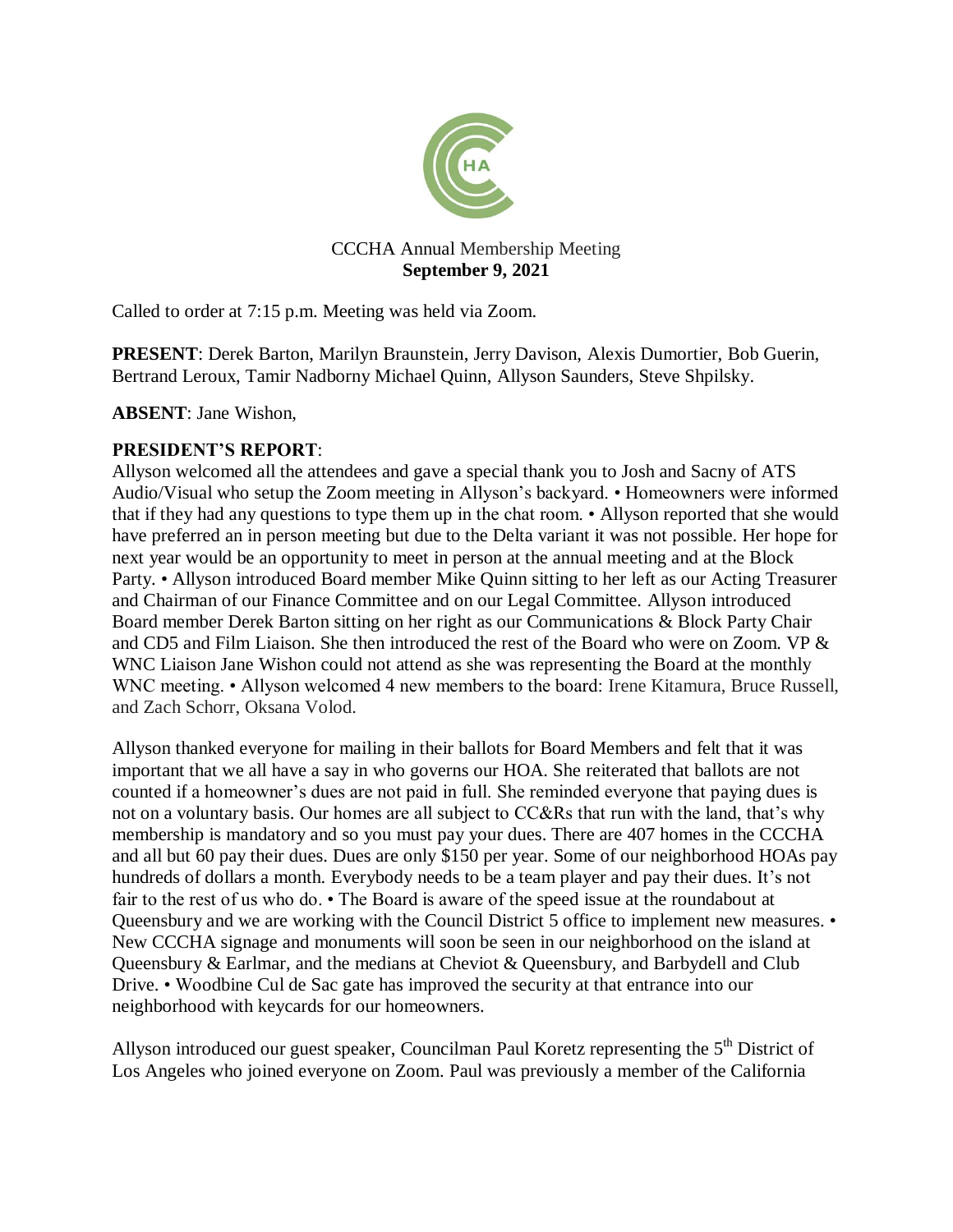CCCHA Annual Membership Meeting
**September 9, 2021**

Called to order at 7:15 p.m. Meeting was held via Zoom.

**PRESENT**: Derek Barton, Marilyn Braunstein, Jerry Davison, Alexis Dumortier, Bob Guerin, Bertrand Leroux, Tamir Nadborny Michael Quinn, Allyson Saunders, Steve Shpilsky.

**ABSENT**: Jane Wishon,

**PRESIDENT'S REPORT**:
Allyson welcomed all the attendees and gave a special thank you to Josh and Sacny of ATS Audio/Visual who setup the Zoom meeting in Allyson's backyard. • Homeowners were informed that if they had any questions to type them up in the chat room. • Allyson reported that she would have preferred an in person meeting but due to the Delta variant it was not possible. Her hope for next year would be an opportunity to meet in person at the annual meeting and at the Block Party. • Allyson introduced Board member Mike Quinn sitting to her left as our Acting Treasurer and Chairman of our Finance Committee and on our Legal Committee. Allyson introduced Board member Derek Barton sitting on her right as our Communications & Block Party Chair and CD5 and Film Liaison. She then introduced the rest of the Board who were on Zoom. VP & WNC Liaison Jane Wishon could not attend as she was representing the Board at the monthly WNC meeting. • Allyson welcomed 4 new members to the board: Irene Kitamura, Bruce Russell, and Zach Schorr, Oksana Volod.

Allyson thanked everyone for mailing in their ballots for Board Members and felt that it was important that we all have a say in who governs our HOA. She reiterated that ballots are not counted if a homeowner's dues are not paid in full. She reminded everyone that paying dues is not on a voluntary basis. Our homes are all subject to CC&Rs that run with the land, that's why membership is mandatory and so you must pay your dues. There are 407 homes in the CCCHA and all but 60 pay their dues. Dues are only $150 per year. Some of our neighborhood HOAs pay hundreds of dollars a month. Everybody needs to be a team player and pay their dues. It's not fair to the rest of us who do. • The Board is aware of the speed issue at the roundabout at Queensbury and we are working with the Council District 5 office to implement new measures. • New CCCHA signage and monuments will soon be seen in our neighborhood on the island at Queensbury & Earlmar, and the medians at Cheviot & Queensbury, and Barbydell and Club Drive. • Woodbine Cul de Sac gate has improved the security at that entrance into our neighborhood with keycards for our homeowners.

Allyson introduced our guest speaker, Councilman Paul Koretz representing the 5th District of Los Angeles who joined everyone on Zoom. Paul was previously a member of the California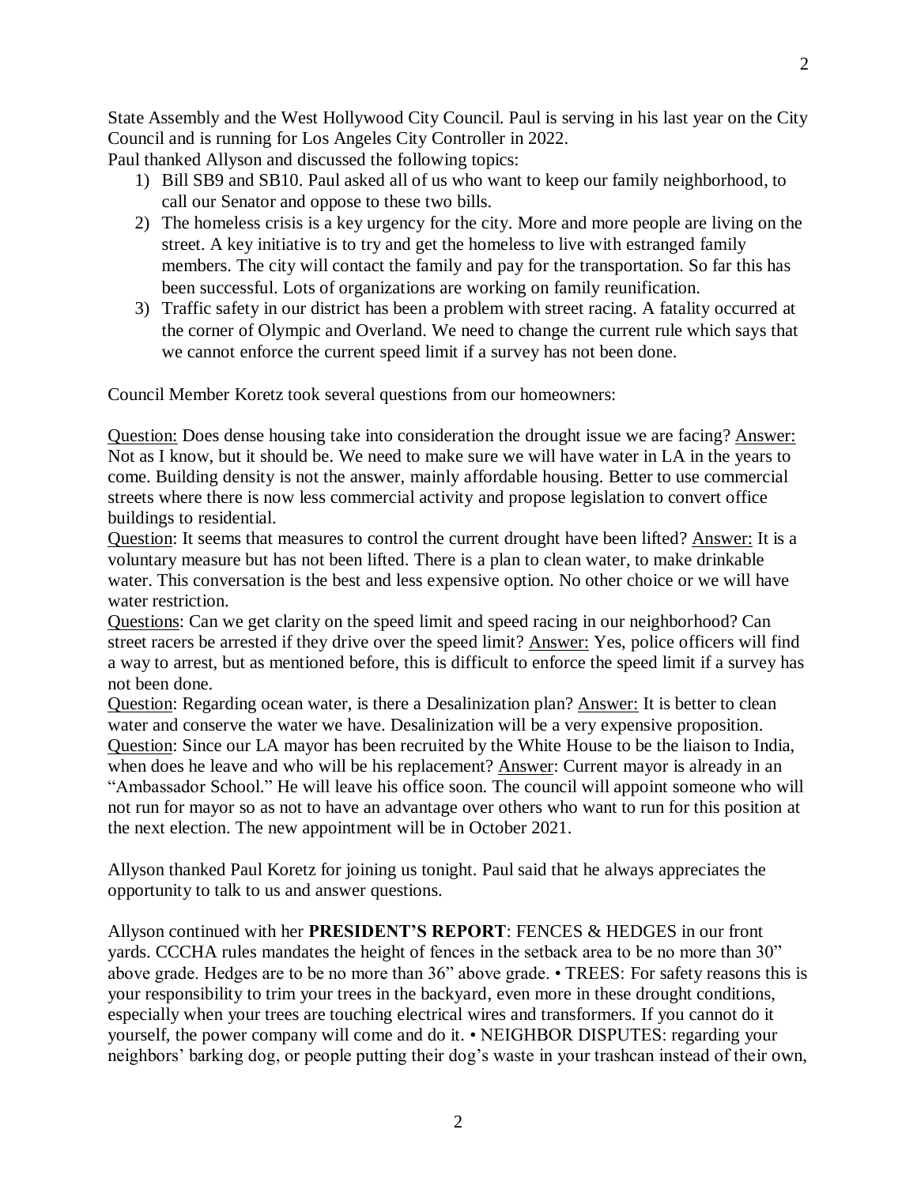State Assembly and the West Hollywood City Council. Paul is serving in his last year on the City Council and is running for Los Angeles City Controller in 2022.

Paul thanked Allyson and discussed the following topics:

1) Bill SB9 and SB10. Paul asked all of us who want to keep our family neighborhood, to call our Senator and oppose to these two bills.
2) The homeless crisis is a key urgency for the city. More and more people are living on the street. A key initiative is to try and get the homeless to live with estranged family members. The city will contact the family and pay for the transportation. So far this has been successful. Lots of organizations are working on family reunification.
3) Traffic safety in our district has been a problem with street racing. A fatality occurred at the corner of Olympic and Overland. We need to change the current rule which says that we cannot enforce the current speed limit if a survey has not been done.

Council Member Koretz took several questions from our homeowners:

<u>Question:</u> Does dense housing take into consideration the drought issue we are facing? <u>Answer:</u> Not as I know, but it should be. We need to make sure we will have water in LA in the years to come. Building density is not the answer, mainly affordable housing. Better to use commercial streets where there is now less commercial activity and propose legislation to convert office buildings to residential.

<u>Question</u>: It seems that measures to control the current drought have been lifted? <u>Answer:</u> It is a voluntary measure but has not been lifted. There is a plan to clean water, to make drinkable water. This conversation is the best and less expensive option. No other choice or we will have water restriction.

<u>Questions</u>: Can we get clarity on the speed limit and speed racing in our neighborhood? Can street racers be arrested if they drive over the speed limit? <u>Answer:</u> Yes, police officers will find a way to arrest, but as mentioned before, this is difficult to enforce the speed limit if a survey has not been done.

<u>Question</u>: Regarding ocean water, is there a Desalinization plan? <u>Answer:</u> It is better to clean water and conserve the water we have. Desalinization will be a very expensive proposition.

<u>Question</u>: Since our LA mayor has been recruited by the White House to be the liaison to India, when does he leave and who will be his replacement? <u>Answer</u>: Current mayor is already in an "Ambassador School." He will leave his office soon. The council will appoint someone who will not run for mayor so as not to have an advantage over others who want to run for this position at the next election. The new appointment will be in October 2021.

Allyson thanked Paul Koretz for joining us tonight. Paul said that he always appreciates the opportunity to talk to us and answer questions.

Allyson continued with her **PRESIDENT'S REPORT**: FENCES & HEDGES in our front yards. CCCHA rules mandates the height of fences in the setback area to be no more than 30" above grade. Hedges are to be no more than 36" above grade. • TREES: For safety reasons this is your responsibility to trim your trees in the backyard, even more in these drought conditions, especially when your trees are touching electrical wires and transformers. If you cannot do it yourself, the power company will come and do it. • NEIGHBOR DISPUTES: regarding your neighbors' barking dog, or people putting their dog's waste in your trashcan instead of their own,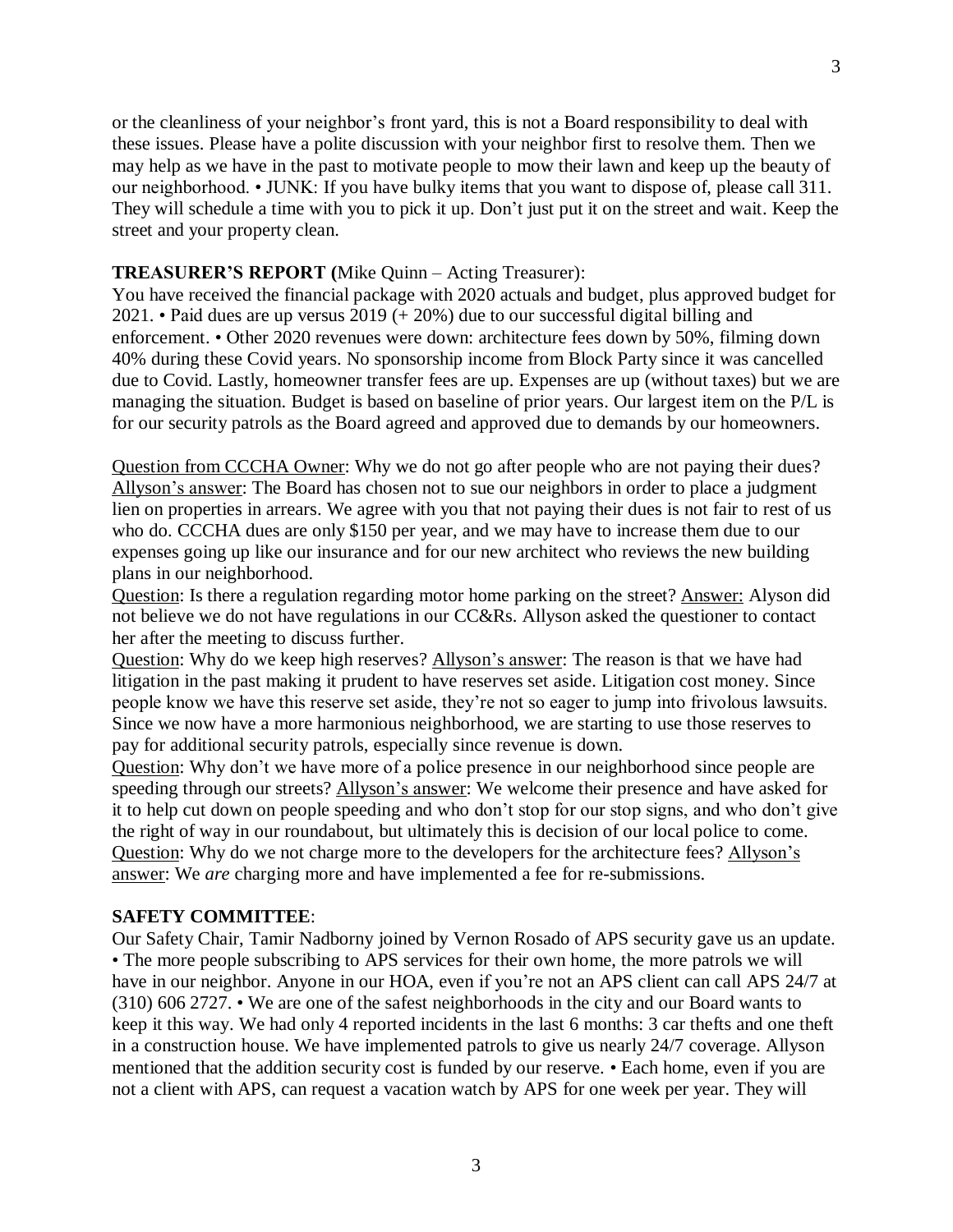or the cleanliness of your neighbor's front yard, this is not a Board responsibility to deal with these issues. Please have a polite discussion with your neighbor first to resolve them. Then we may help as we have in the past to motivate people to mow their lawn and keep up the beauty of our neighborhood. • JUNK: If you have bulky items that you want to dispose of, please call 311. They will schedule a time with you to pick it up. Don't just put it on the street and wait. Keep the street and your property clean.

**TREASURER'S REPORT (**Mike Quinn – Acting Treasurer):

You have received the financial package with 2020 actuals and budget, plus approved budget for 2021. • Paid dues are up versus 2019 (+ 20%) due to our successful digital billing and enforcement. • Other 2020 revenues were down: architecture fees down by 50%, filming down 40% during these Covid years. No sponsorship income from Block Party since it was cancelled due to Covid. Lastly, homeowner transfer fees are up. Expenses are up (without taxes) but we are managing the situation. Budget is based on baseline of prior years. Our largest item on the P/L is for our security patrols as the Board agreed and approved due to demands by our homeowners.

<u>Question from CCCHA Owner</u>: Why we do not go after people who are not paying their dues? <u>Allyson's answer</u>: The Board has chosen not to sue our neighbors in order to place a judgment lien on properties in arrears. We agree with you that not paying their dues is not fair to rest of us who do. CCCHA dues are only $150 per year, and we may have to increase them due to our expenses going up like our insurance and for our new architect who reviews the new building plans in our neighborhood.

<u>Question</u>: Is there a regulation regarding motor home parking on the street? <u>Answer:</u> Alyson did not believe we do not have regulations in our CC&Rs. Allyson asked the questioner to contact her after the meeting to discuss further.

<u>Question</u>: Why do we keep high reserves? <u>Allyson's answer</u>: The reason is that we have had litigation in the past making it prudent to have reserves set aside. Litigation cost money. Since people know we have this reserve set aside, they're not so eager to jump into frivolous lawsuits. Since we now have a more harmonious neighborhood, we are starting to use those reserves to pay for additional security patrols, especially since revenue is down.

<u>Question</u>: Why don't we have more of a police presence in our neighborhood since people are speeding through our streets? <u>Allyson's answer</u>: We welcome their presence and have asked for it to help cut down on people speeding and who don't stop for our stop signs, and who don't give the right of way in our roundabout, but ultimately this is decision of our local police to come.

<u>Question</u>: Why do we not charge more to the developers for the architecture fees? <u>Allyson's answer</u>: We *are* charging more and have implemented a fee for re-submissions.

**SAFETY COMMITTEE**:

Our Safety Chair, Tamir Nadborny joined by Vernon Rosado of APS security gave us an update. • The more people subscribing to APS services for their own home, the more patrols we will have in our neighbor. Anyone in our HOA, even if you're not an APS client can call APS 24/7 at (310) 606 2727. • We are one of the safest neighborhoods in the city and our Board wants to keep it this way. We had only 4 reported incidents in the last 6 months: 3 car thefts and one theft in a construction house. We have implemented patrols to give us nearly 24/7 coverage. Allyson mentioned that the addition security cost is funded by our reserve. • Each home, even if you are not a client with APS, can request a vacation watch by APS for one week per year. They will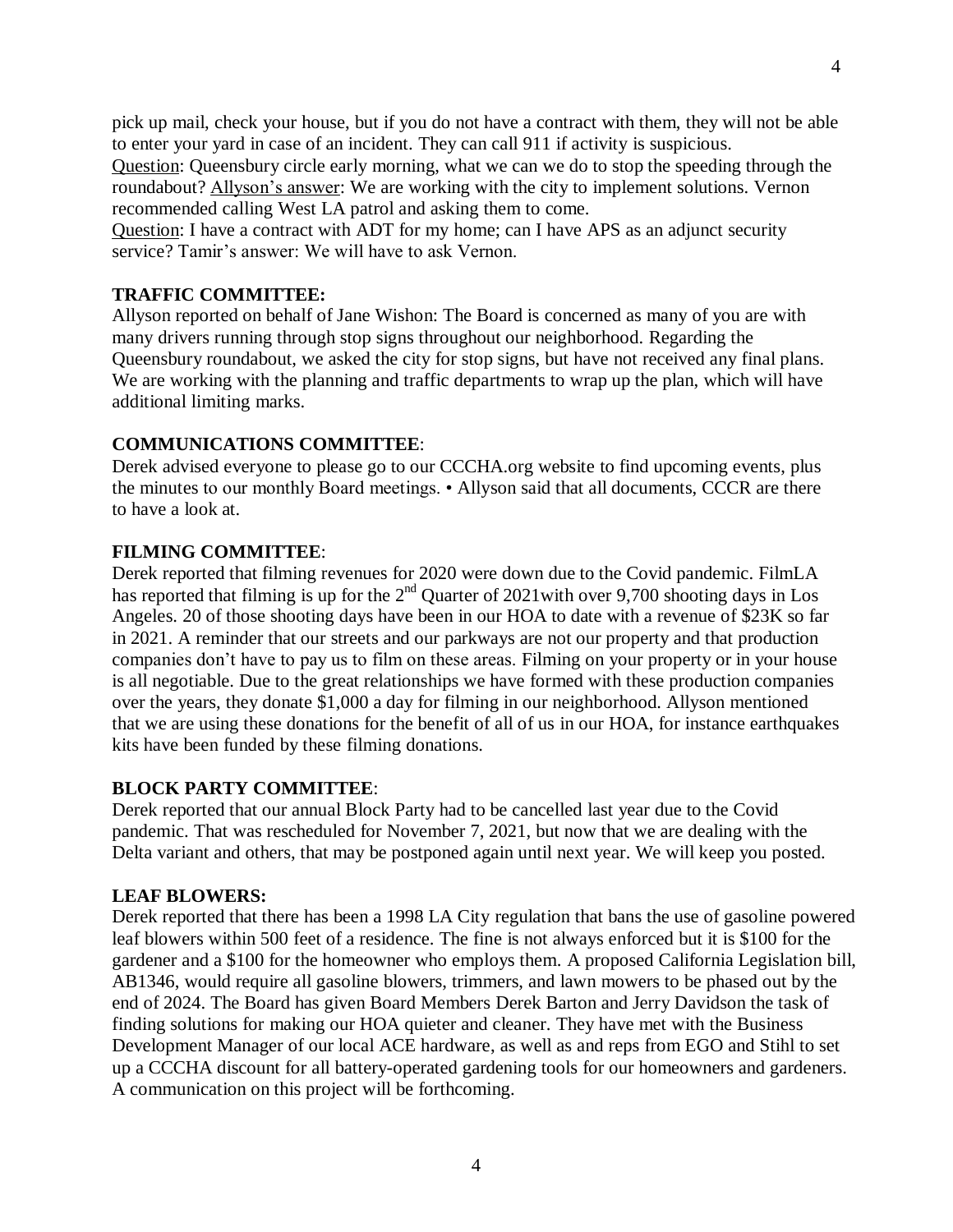pick up mail, check your house, but if you do not have a contract with them, they will not be able to enter your yard in case of an incident. They can call 911 if activity is suspicious.

Question: Queensbury circle early morning, what we can we do to stop the speeding through the roundabout? Allyson's answer: We are working with the city to implement solutions. Vernon recommended calling West LA patrol and asking them to come.

Question: I have a contract with ADT for my home; can I have APS as an adjunct security service? Tamir's answer: We will have to ask Vernon.

**TRAFFIC COMMITTEE:**

Allyson reported on behalf of Jane Wishon: The Board is concerned as many of you are with many drivers running through stop signs throughout our neighborhood. Regarding the Queensbury roundabout, we asked the city for stop signs, but have not received any final plans. We are working with the planning and traffic departments to wrap up the plan, which will have additional limiting marks.

**COMMUNICATIONS COMMITTEE**:

Derek advised everyone to please go to our CCCHA.org website to find upcoming events, plus the minutes to our monthly Board meetings. • Allyson said that all documents, CCCR are there to have a look at.

**FILMING COMMITTEE**:

Derek reported that filming revenues for 2020 were down due to the Covid pandemic. FilmLA has reported that filming is up for the 2nd Quarter of 2021with over 9,700 shooting days in Los Angeles. 20 of those shooting days have been in our HOA to date with a revenue of $23K so far in 2021. A reminder that our streets and our parkways are not our property and that production companies don't have to pay us to film on these areas. Filming on your property or in your house is all negotiable. Due to the great relationships we have formed with these production companies over the years, they donate $1,000 a day for filming in our neighborhood. Allyson mentioned that we are using these donations for the benefit of all of us in our HOA, for instance earthquakes kits have been funded by these filming donations.

**BLOCK PARTY COMMITTEE**:

Derek reported that our annual Block Party had to be cancelled last year due to the Covid pandemic. That was rescheduled for November 7, 2021, but now that we are dealing with the Delta variant and others, that may be postponed again until next year. We will keep you posted.

**LEAF BLOWERS:**

Derek reported that there has been a 1998 LA City regulation that bans the use of gasoline powered leaf blowers within 500 feet of a residence. The fine is not always enforced but it is $100 for the gardener and a $100 for the homeowner who employs them. A proposed California Legislation bill, AB1346, would require all gasoline blowers, trimmers, and lawn mowers to be phased out by the end of 2024. The Board has given Board Members Derek Barton and Jerry Davidson the task of finding solutions for making our HOA quieter and cleaner. They have met with the Business Development Manager of our local ACE hardware, as well as and reps from EGO and Stihl to set up a CCCHA discount for all battery-operated gardening tools for our homeowners and gardeners. A communication on this project will be forthcoming.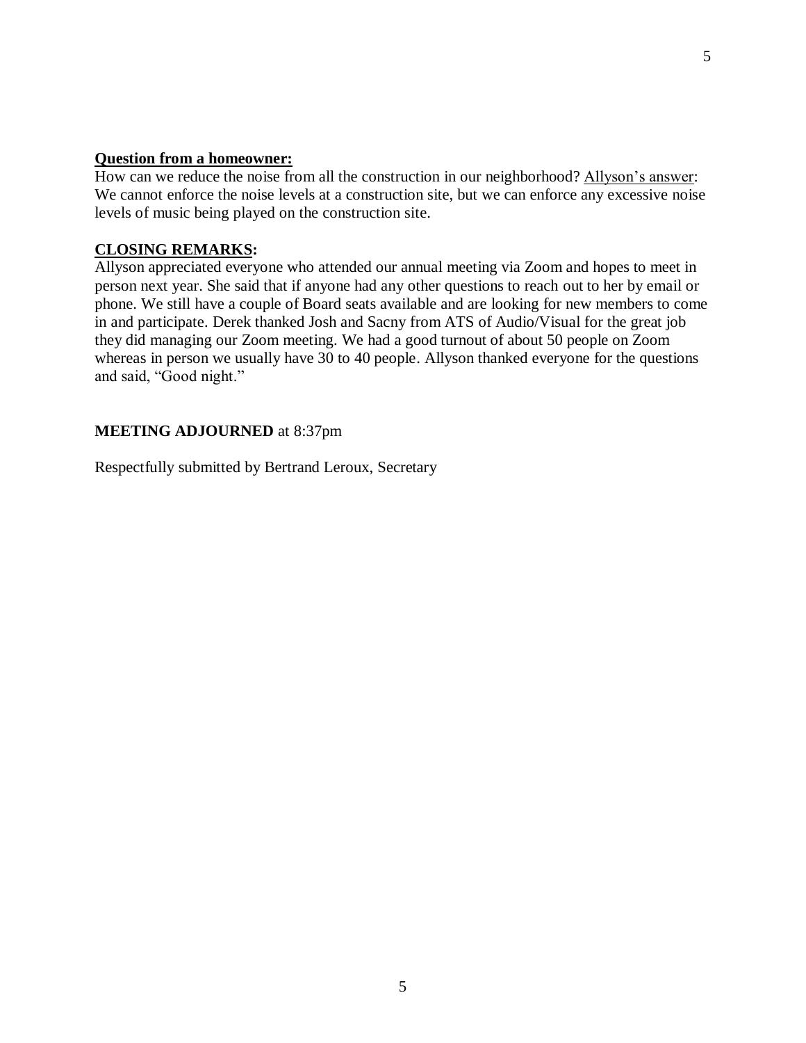**<u>Question from a homeowner:</u>**
How can we reduce the noise from all the construction in our neighborhood? <u>Allyson's answer</u>: We cannot enforce the noise levels at a construction site, but we can enforce any excessive noise levels of music being played on the construction site.

**<u>CLOSING REMARKS</u>:**
Allyson appreciated everyone who attended our annual meeting via Zoom and hopes to meet in person next year. She said that if anyone had any other questions to reach out to her by email or phone. We still have a couple of Board seats available and are looking for new members to come in and participate. Derek thanked Josh and Sacny from ATS of Audio/Visual for the great job they did managing our Zoom meeting. We had a good turnout of about 50 people on Zoom whereas in person we usually have 30 to 40 people. Allyson thanked everyone for the questions and said, "Good night."

**MEETING ADJOURNED** at 8:37pm

Respectfully submitted by Bertrand Leroux, Secretary